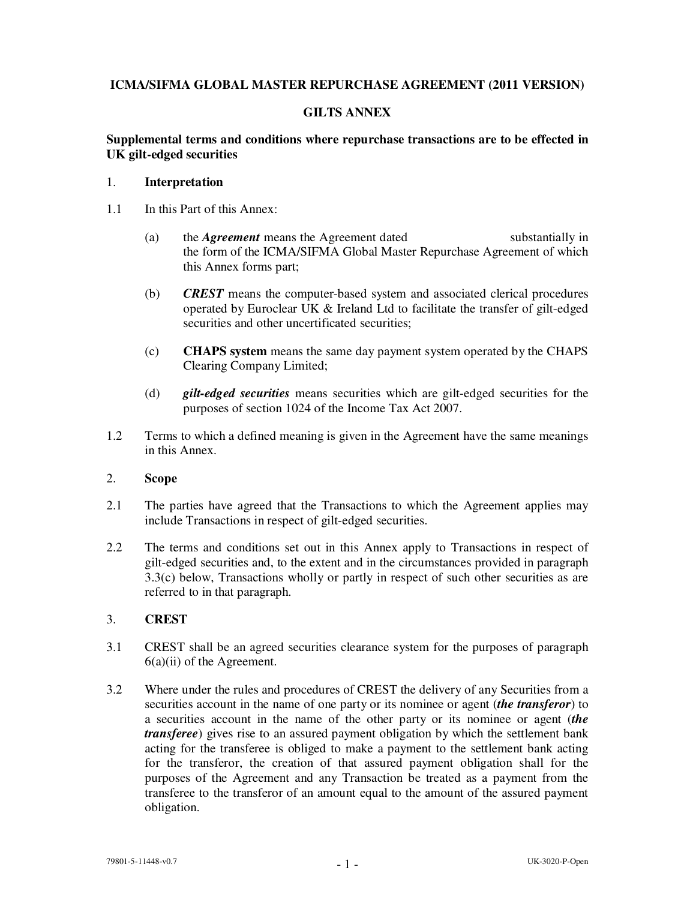# ICMA/SIFMA GLOBAL MASTER REPURCHASE AGREEMENT (2011 VERSION)

## GILTS ANNEX

### Supplemental terms and conditions where repurchase transactions are to be effected in UK gilt-edged securities

1. **Interpretation**

1.1 In this Part of this Annex:

(a) the ***Agreement*** means the Agreement dated                          substantially in the form of the ICMA/SIFMA Global Master Repurchase Agreement of which this Annex forms part;

(b) ***CREST*** means the computer-based system and associated clerical procedures operated by Euroclear UK & Ireland Ltd to facilitate the transfer of gilt-edged securities and other uncertificated securities;

(c) **CHAPS system** means the same day payment system operated by the CHAPS Clearing Company Limited;

(d) ***gilt-edged securities*** means securities which are gilt-edged securities for the purposes of section 1024 of the Income Tax Act 2007.

1.2 Terms to which a defined meaning is given in the Agreement have the same meanings in this Annex.

2. **Scope**

2.1 The parties have agreed that the Transactions to which the Agreement applies may include Transactions in respect of gilt-edged securities.

2.2 The terms and conditions set out in this Annex apply to Transactions in respect of gilt-edged securities and, to the extent and in the circumstances provided in paragraph 3.3(c) below, Transactions wholly or partly in respect of such other securities as are referred to in that paragraph.

3. **CREST**

3.1 CREST shall be an agreed securities clearance system for the purposes of paragraph 6(a)(ii) of the Agreement.

3.2 Where under the rules and procedures of CREST the delivery of any Securities from a securities account in the name of one party or its nominee or agent (***the transferor***) to a securities account in the name of the other party or its nominee or agent (***the transferee***) gives rise to an assured payment obligation by which the settlement bank acting for the transferee is obliged to make a payment to the settlement bank acting for the transferor, the creation of that assured payment obligation shall for the purposes of the Agreement and any Transaction be treated as a payment from the transferee to the transferor of an amount equal to the amount of the assured payment obligation.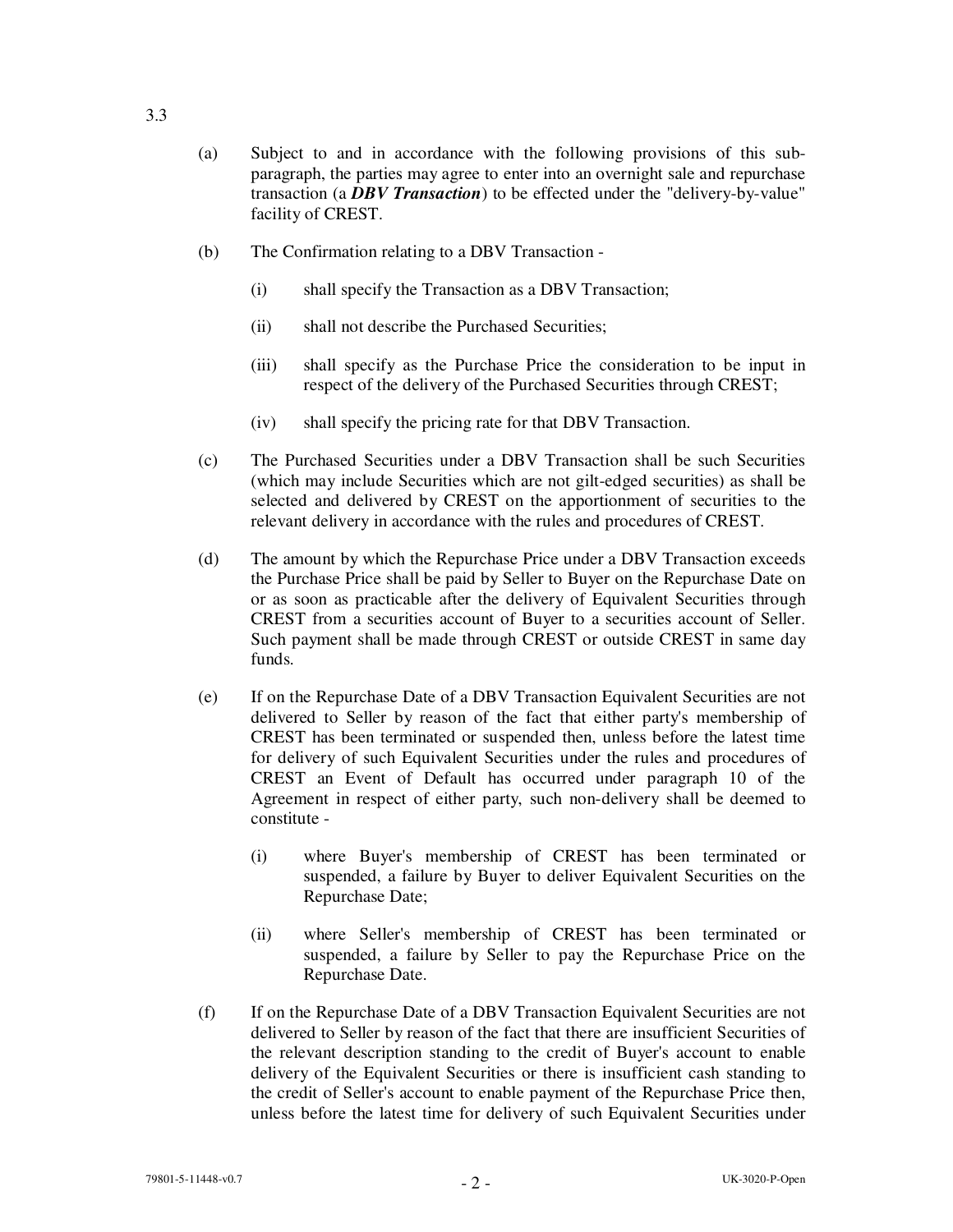3.3

(a) Subject to and in accordance with the following provisions of this sub-paragraph, the parties may agree to enter into an overnight sale and repurchase transaction (a ***DBV Transaction***) to be effected under the "delivery-by-value" facility of CREST.

(b) The Confirmation relating to a DBV Transaction -

 (i) shall specify the Transaction as a DBV Transaction;

 (ii) shall not describe the Purchased Securities;

 (iii) shall specify as the Purchase Price the consideration to be input in respect of the delivery of the Purchased Securities through CREST;

 (iv) shall specify the pricing rate for that DBV Transaction.

(c) The Purchased Securities under a DBV Transaction shall be such Securities (which may include Securities which are not gilt-edged securities) as shall be selected and delivered by CREST on the apportionment of securities to the relevant delivery in accordance with the rules and procedures of CREST.

(d) The amount by which the Repurchase Price under a DBV Transaction exceeds the Purchase Price shall be paid by Seller to Buyer on the Repurchase Date on or as soon as practicable after the delivery of Equivalent Securities through CREST from a securities account of Buyer to a securities account of Seller. Such payment shall be made through CREST or outside CREST in same day funds.

(e) If on the Repurchase Date of a DBV Transaction Equivalent Securities are not delivered to Seller by reason of the fact that either party's membership of CREST has been terminated or suspended then, unless before the latest time for delivery of such Equivalent Securities under the rules and procedures of CREST an Event of Default has occurred under paragraph 10 of the Agreement in respect of either party, such non-delivery shall be deemed to constitute -

 (i) where Buyer's membership of CREST has been terminated or suspended, a failure by Buyer to deliver Equivalent Securities on the Repurchase Date;

 (ii) where Seller's membership of CREST has been terminated or suspended, a failure by Seller to pay the Repurchase Price on the Repurchase Date.

(f) If on the Repurchase Date of a DBV Transaction Equivalent Securities are not delivered to Seller by reason of the fact that there are insufficient Securities of the relevant description standing to the credit of Buyer's account to enable delivery of the Equivalent Securities or there is insufficient cash standing to the credit of Seller's account to enable payment of the Repurchase Price then, unless before the latest time for delivery of such Equivalent Securities under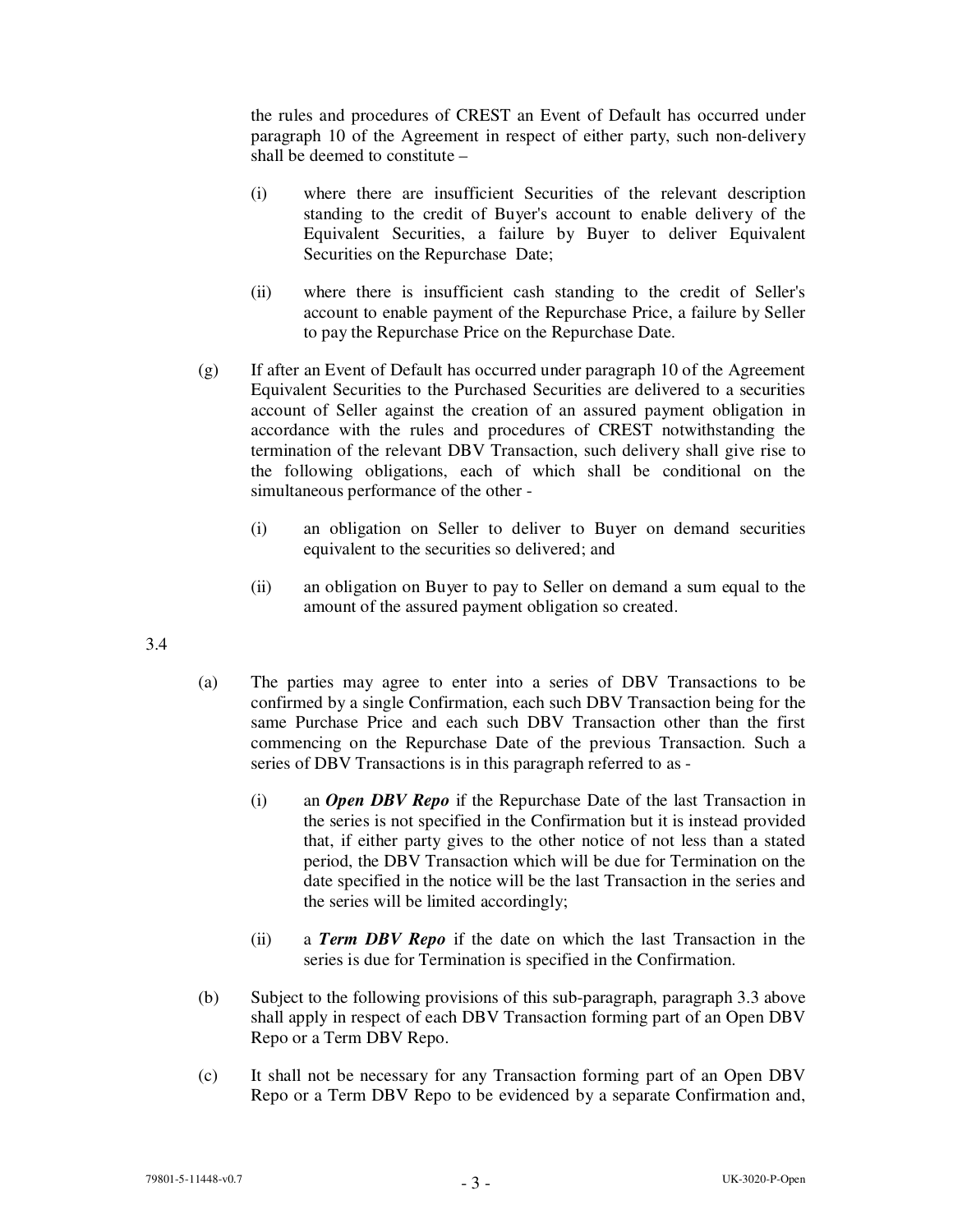the rules and procedures of CREST an Event of Default has occurred under paragraph 10 of the Agreement in respect of either party, such non-delivery shall be deemed to constitute –

(i) where there are insufficient Securities of the relevant description standing to the credit of Buyer's account to enable delivery of the Equivalent Securities, a failure by Buyer to deliver Equivalent Securities on the Repurchase Date;

(ii) where there is insufficient cash standing to the credit of Seller's account to enable payment of the Repurchase Price, a failure by Seller to pay the Repurchase Price on the Repurchase Date.

(g) If after an Event of Default has occurred under paragraph 10 of the Agreement Equivalent Securities to the Purchased Securities are delivered to a securities account of Seller against the creation of an assured payment obligation in accordance with the rules and procedures of CREST notwithstanding the termination of the relevant DBV Transaction, such delivery shall give rise to the following obligations, each of which shall be conditional on the simultaneous performance of the other -

(i) an obligation on Seller to deliver to Buyer on demand securities equivalent to the securities so delivered; and

(ii) an obligation on Buyer to pay to Seller on demand a sum equal to the amount of the assured payment obligation so created.

3.4

(a) The parties may agree to enter into a series of DBV Transactions to be confirmed by a single Confirmation, each such DBV Transaction being for the same Purchase Price and each such DBV Transaction other than the first commencing on the Repurchase Date of the previous Transaction. Such a series of DBV Transactions is in this paragraph referred to as -

(i) an ***Open DBV Repo*** if the Repurchase Date of the last Transaction in the series is not specified in the Confirmation but it is instead provided that, if either party gives to the other notice of not less than a stated period, the DBV Transaction which will be due for Termination on the date specified in the notice will be the last Transaction in the series and the series will be limited accordingly;

(ii) a ***Term DBV Repo*** if the date on which the last Transaction in the series is due for Termination is specified in the Confirmation.

(b) Subject to the following provisions of this sub-paragraph, paragraph 3.3 above shall apply in respect of each DBV Transaction forming part of an Open DBV Repo or a Term DBV Repo.

(c) It shall not be necessary for any Transaction forming part of an Open DBV Repo or a Term DBV Repo to be evidenced by a separate Confirmation and,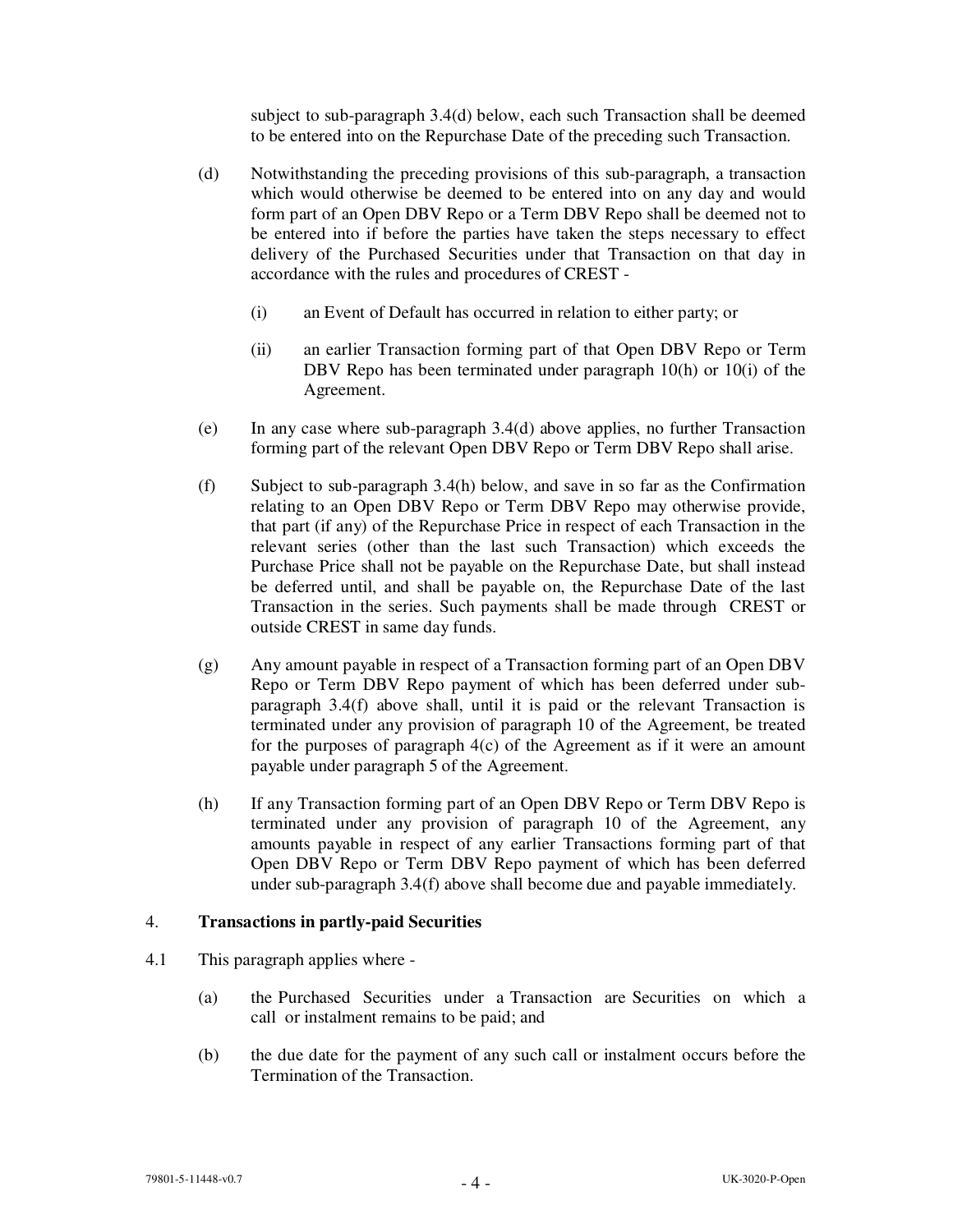subject to sub-paragraph 3.4(d) below, each such Transaction shall be deemed to be entered into on the Repurchase Date of the preceding such Transaction.

(d) Notwithstanding the preceding provisions of this sub-paragraph, a transaction which would otherwise be deemed to be entered into on any day and would form part of an Open DBV Repo or a Term DBV Repo shall be deemed not to be entered into if before the parties have taken the steps necessary to effect delivery of the Purchased Securities under that Transaction on that day in accordance with the rules and procedures of CREST -

   (i) an Event of Default has occurred in relation to either party; or

   (ii) an earlier Transaction forming part of that Open DBV Repo or Term DBV Repo has been terminated under paragraph 10(h) or 10(i) of the Agreement.

(e) In any case where sub-paragraph 3.4(d) above applies, no further Transaction forming part of the relevant Open DBV Repo or Term DBV Repo shall arise.

(f) Subject to sub-paragraph 3.4(h) below, and save in so far as the Confirmation relating to an Open DBV Repo or Term DBV Repo may otherwise provide, that part (if any) of the Repurchase Price in respect of each Transaction in the relevant series (other than the last such Transaction) which exceeds the Purchase Price shall not be payable on the Repurchase Date, but shall instead be deferred until, and shall be payable on, the Repurchase Date of the last Transaction in the series. Such payments shall be made through CREST or outside CREST in same day funds.

(g) Any amount payable in respect of a Transaction forming part of an Open DBV Repo or Term DBV Repo payment of which has been deferred under sub-paragraph 3.4(f) above shall, until it is paid or the relevant Transaction is terminated under any provision of paragraph 10 of the Agreement, be treated for the purposes of paragraph 4(c) of the Agreement as if it were an amount payable under paragraph 5 of the Agreement.

(h) If any Transaction forming part of an Open DBV Repo or Term DBV Repo is terminated under any provision of paragraph 10 of the Agreement, any amounts payable in respect of any earlier Transactions forming part of that Open DBV Repo or Term DBV Repo payment of which has been deferred under sub-paragraph 3.4(f) above shall become due and payable immediately.

## 4. **Transactions in partly-paid Securities**

4.1 This paragraph applies where -

(a) the Purchased Securities under a Transaction are Securities on which a call or instalment remains to be paid; and

(b) the due date for the payment of any such call or instalment occurs before the Termination of the Transaction.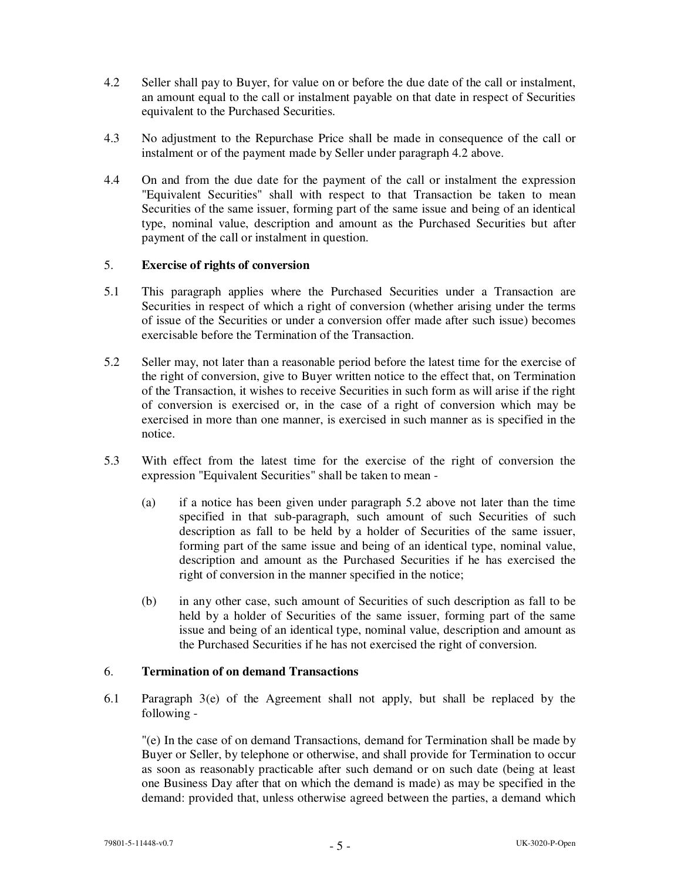4.2 Seller shall pay to Buyer, for value on or before the due date of the call or instalment, an amount equal to the call or instalment payable on that date in respect of Securities equivalent to the Purchased Securities.

4.3 No adjustment to the Repurchase Price shall be made in consequence of the call or instalment or of the payment made by Seller under paragraph 4.2 above.

4.4 On and from the due date for the payment of the call or instalment the expression "Equivalent Securities" shall with respect to that Transaction be taken to mean Securities of the same issuer, forming part of the same issue and being of an identical type, nominal value, description and amount as the Purchased Securities but after payment of the call or instalment in question.

## 5. **Exercise of rights of conversion**

5.1 This paragraph applies where the Purchased Securities under a Transaction are Securities in respect of which a right of conversion (whether arising under the terms of issue of the Securities or under a conversion offer made after such issue) becomes exercisable before the Termination of the Transaction.

5.2 Seller may, not later than a reasonable period before the latest time for the exercise of the right of conversion, give to Buyer written notice to the effect that, on Termination of the Transaction, it wishes to receive Securities in such form as will arise if the right of conversion is exercised or, in the case of a right of conversion which may be exercised in more than one manner, is exercised in such manner as is specified in the notice.

5.3 With effect from the latest time for the exercise of the right of conversion the expression "Equivalent Securities" shall be taken to mean -

(a) if a notice has been given under paragraph 5.2 above not later than the time specified in that sub-paragraph, such amount of such Securities of such description as fall to be held by a holder of Securities of the same issuer, forming part of the same issue and being of an identical type, nominal value, description and amount as the Purchased Securities if he has exercised the right of conversion in the manner specified in the notice;

(b) in any other case, such amount of Securities of such description as fall to be held by a holder of Securities of the same issuer, forming part of the same issue and being of an identical type, nominal value, description and amount as the Purchased Securities if he has not exercised the right of conversion.

## 6. **Termination of on demand Transactions**

6.1 Paragraph 3(e) of the Agreement shall not apply, but shall be replaced by the following -

"(e) In the case of on demand Transactions, demand for Termination shall be made by Buyer or Seller, by telephone or otherwise, and shall provide for Termination to occur as soon as reasonably practicable after such demand or on such date (being at least one Business Day after that on which the demand is made) as may be specified in the demand: provided that, unless otherwise agreed between the parties, a demand which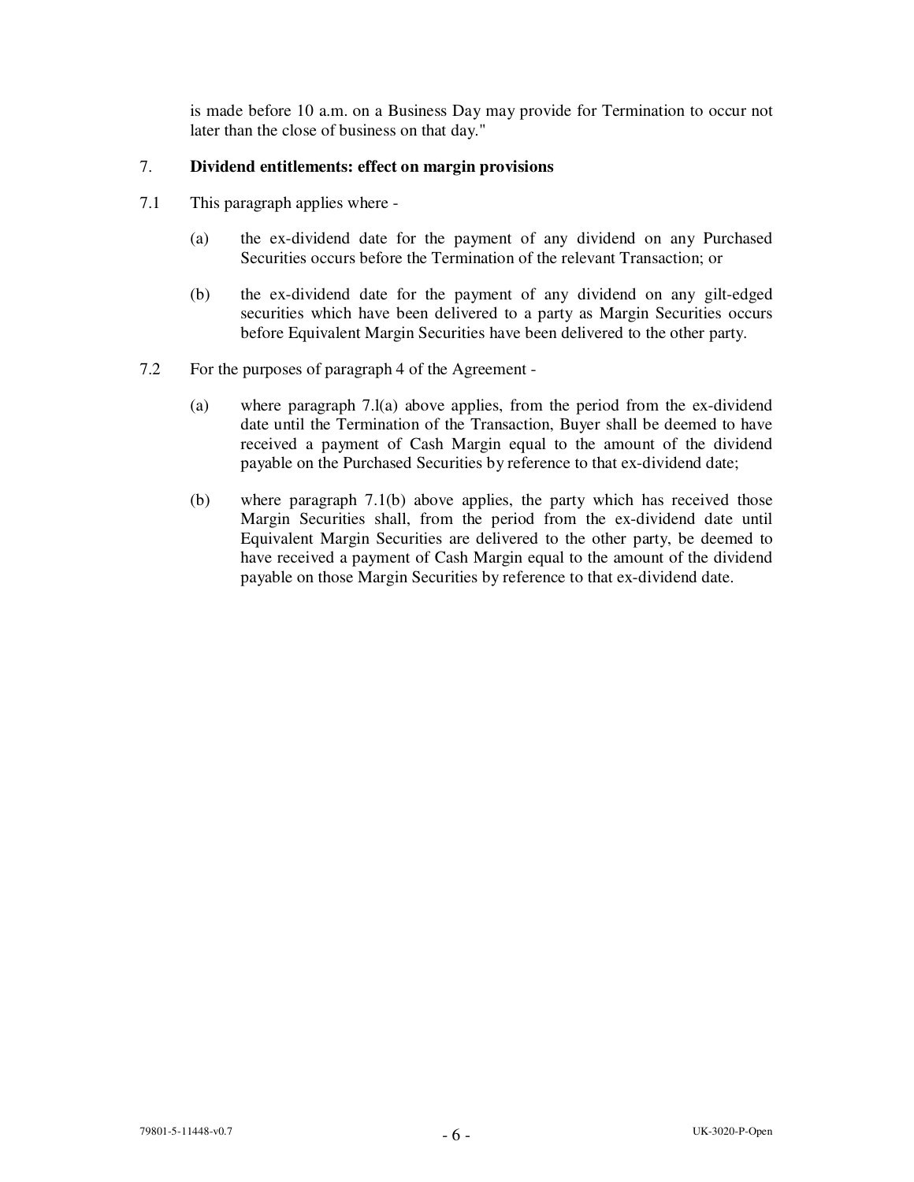is made before 10 a.m. on a Business Day may provide for Termination to occur not later than the close of business on that day."

7. **Dividend entitlements: effect on margin provisions**

7.1 This paragraph applies where -

(a) the ex-dividend date for the payment of any dividend on any Purchased Securities occurs before the Termination of the relevant Transaction; or

(b) the ex-dividend date for the payment of any dividend on any gilt-edged securities which have been delivered to a party as Margin Securities occurs before Equivalent Margin Securities have been delivered to the other party.

7.2 For the purposes of paragraph 4 of the Agreement -

(a) where paragraph 7.l(a) above applies, from the period from the ex-dividend date until the Termination of the Transaction, Buyer shall be deemed to have received a payment of Cash Margin equal to the amount of the dividend payable on the Purchased Securities by reference to that ex-dividend date;

(b) where paragraph 7.1(b) above applies, the party which has received those Margin Securities shall, from the period from the ex-dividend date until Equivalent Margin Securities are delivered to the other party, be deemed to have received a payment of Cash Margin equal to the amount of the dividend payable on those Margin Securities by reference to that ex-dividend date.